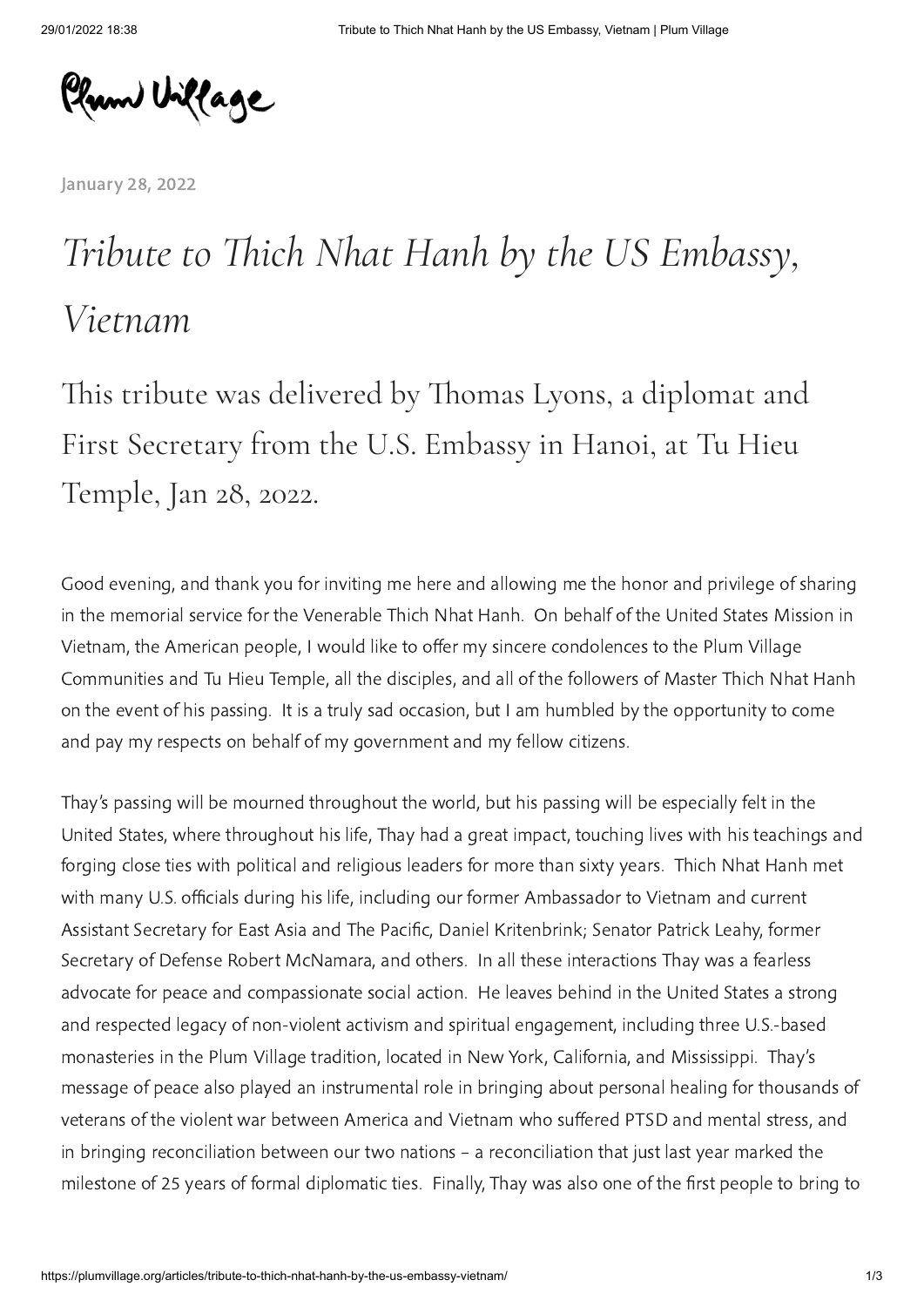Plum Village

January 28, 2022

# *Tribute to Thich Nhat Hanh by the US Embassy, Vietnam*

## This tribute was delivered by Thomas Lyons, a diplomat and First Secretary from the U.S. Embassy in Hanoi, at Tu Hieu Temple, Jan 28, 2022.

Good evening, and thank you for inviting me here and allowing me the honor and privilege of sharing in the memorial service for the Venerable Thich Nhat Hanh. On behalf of the United States Mission in Vietnam, the American people, I would like to offer my sincere condolences to the Plum Village Communities and Tu Hieu Temple, all the disciples, and all of the followers of Master Thich Nhat Hanh on the event of his passing. It is a truly sad occasion, but I am humbled by the opportunity to come and pay my respects on behalf of my government and my fellow citizens.

Thay's passing will be mourned throughout the world, but his passing will be especially felt in the United States, where throughout his life, Thay had a great impact, touching lives with his teachings and forging close ties with political and religious leaders for more than sixty years. Thich Nhat Hanh met with many U.S. officials during his life, including our former Ambassador to Vietnam and current Assistant Secretary for East Asia and The Pacific, Daniel Kritenbrink; Senator Patrick Leahy, former Secretary of Defense Robert McNamara, and others. In all these interactions Thay was a fearless advocate for peace and compassionate social action. He leaves behind in the United States a strong and respected legacy of non-violent activism and spiritual engagement, including three U.S.-based monasteries in the Plum Village tradition, located in New York, California, and Mississippi. Thay's message of peace also played an instrumental role in bringing about personal healing for thousands of veterans of the violent war between America and Vietnam who suffered PTSD and mental stress, and in bringing reconciliation between our two nations – a reconciliation that just last year marked the milestone of 25 years of formal diplomatic ties. Finally, Thay was also one of the first people to bring to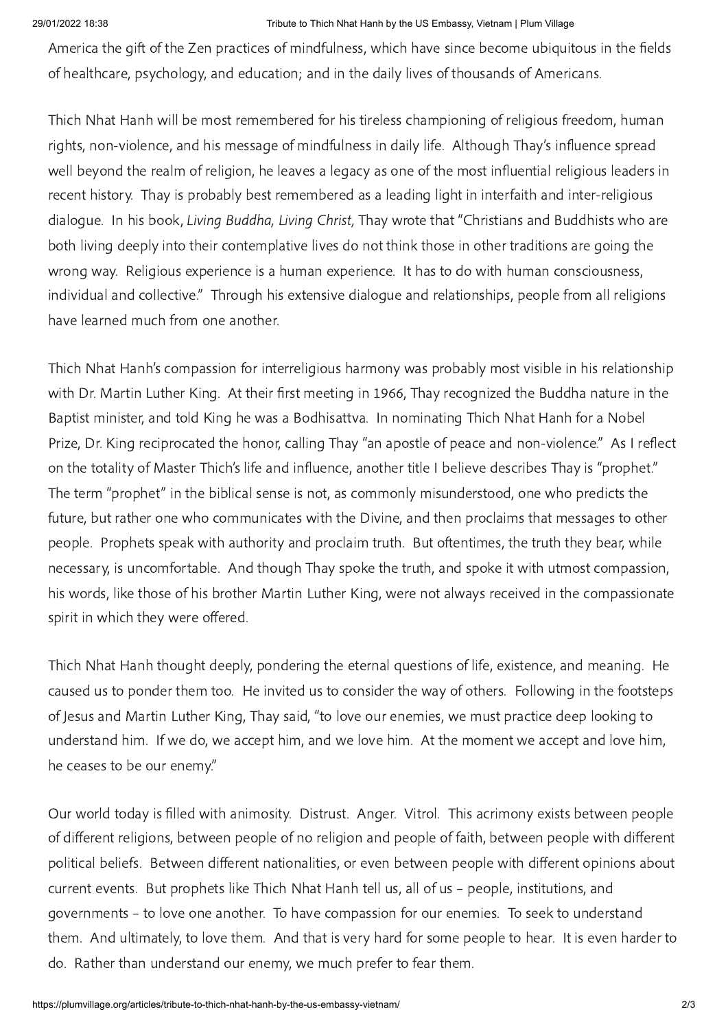America the gift of the Zen practices of mindfulness, which have since become ubiquitous in the fields of healthcare, psychology, and education; and in the daily lives of thousands of Americans.

Thich Nhat Hanh will be most remembered for his tireless championing of religious freedom, human rights, non-violence, and his message of mindfulness in daily life. Although Thay's influence spread well beyond the realm of religion, he leaves a legacy as one of the most influential religious leaders in recent history. Thay is probably best remembered as a leading light in interfaith and inter-religious dialogue. In his book, *Living Buddha, Living Christ,* Thay wrote that "Christians and Buddhists who are both living deeply into their contemplative lives do not think those in other traditions are going the wrong way. Religious experience is a human experience. It has to do with human consciousness, individual and collective." Through his extensive dialogue and relationships, people from all religions have learned much from one another.

Thich Nhat Hanh's compassion for interreligious harmony was probably most visible in his relationship with Dr. Martin Luther King. At their first meeting in 1966, Thay recognized the Buddha nature in the Baptist minister, and told King he was a Bodhisattva. In nominating Thich Nhat Hanh for a Nobel Prize, Dr. King reciprocated the honor, calling Thay "an apostle of peace and non-violence." As I reflect on the totality of Master Thich's life and influence, another title I believe describes Thay is "prophet." The term "prophet" in the biblical sense is not, as commonly misunderstood, one who predicts the future, but rather one who communicates with the Divine, and then proclaims that messages to other people. Prophets speak with authority and proclaim truth. But oftentimes, the truth they bear, while necessary, is uncomfortable. And though Thay spoke the truth, and spoke it with utmost compassion, his words, like those of his brother Martin Luther King, were not always received in the compassionate spirit in which they were offered.

Thich Nhat Hanh thought deeply, pondering the eternal questions of life, existence, and meaning. He caused us to ponder them too. He invited us to consider the way of others. Following in the footsteps of Jesus and Martin Luther King, Thay said, "to love our enemies, we must practice deep looking to understand him. If we do, we accept him, and we love him. At the moment we accept and love him, he ceases to be our enemy."

Our world today is filled with animosity. Distrust. Anger. Vitrol. This acrimony exists between people of different religions, between people of no religion and people of faith, between people with different political beliefs. Between different nationalities, or even between people with different opinions about current events. But prophets like Thich Nhat Hanh tell us, all of us – people, institutions, and governments – to love one another. To have compassion for our enemies. To seek to understand them. And ultimately, to love them. And that is very hard for some people to hear. It is even harder to do. Rather than understand our enemy, we much prefer to fear them.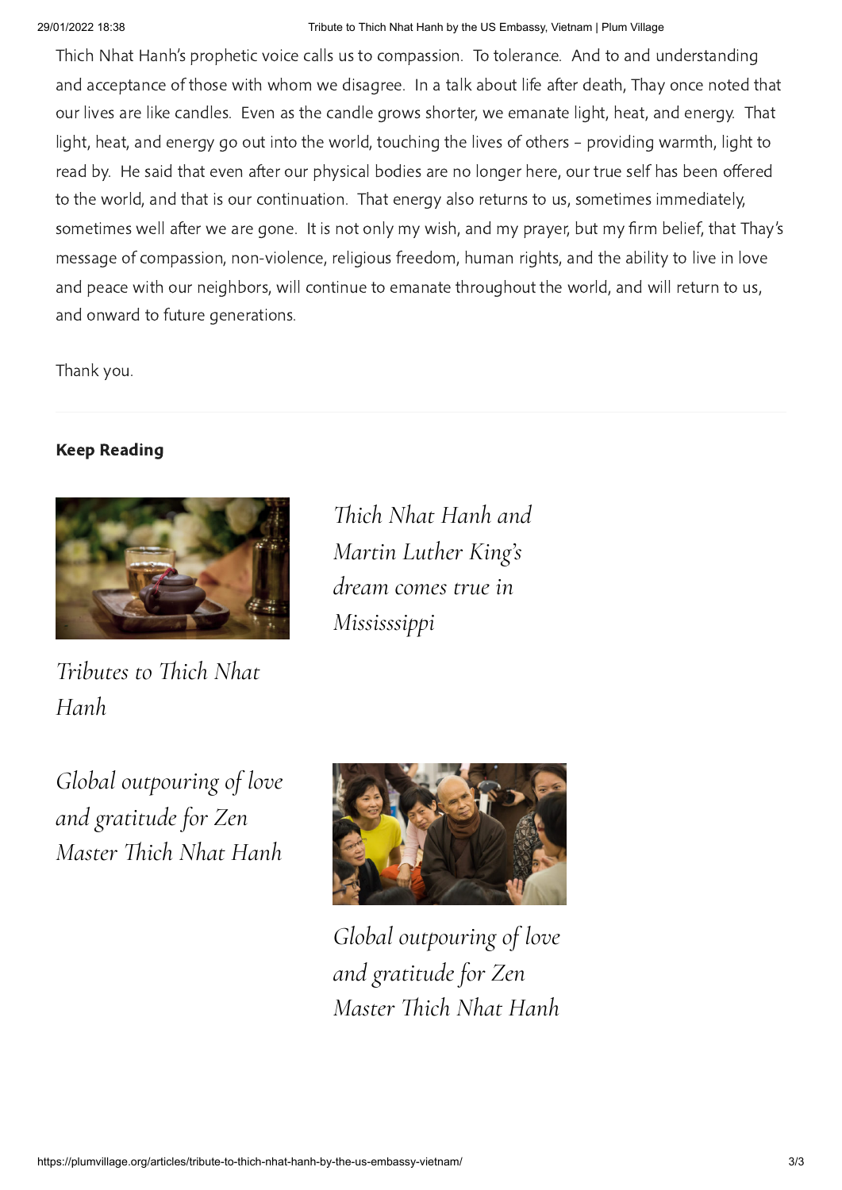Thich Nhat Hanh's prophetic voice calls us to compassion. To tolerance. And to and understanding and acceptance of those with whom we disagree. In a talk about life after death, Thay once noted that our lives are like candles. Even as the candle grows shorter, we emanate light, heat, and energy. That light, heat, and energy go out into the world, touching the lives of others – providing warmth, light to read by. He said that even after our physical bodies are no longer here, our true self has been offered to the world, and that is our continuation. That energy also returns to us, sometimes immediately, sometimes well after we are gone. It is not only my wish, and my prayer, but my firm belief, that Thay's message of compassion, non-violence, religious freedom, human rights, and the ability to live in love and peace with our neighbors, will continue to emanate throughout the world, and will return to us, and onward to future generations.

Thank you.

---

**Keep Reading**

*Tributes to Thich Nhat Hanh*

*Thich Nhat Hanh and Martin Luther King's dream comes true in Mississsippi*

*Global outpouring of love and gratitude for Zen Master Thich Nhat Hanh*

*Global outpouring of love and gratitude for Zen Master Thich Nhat Hanh*